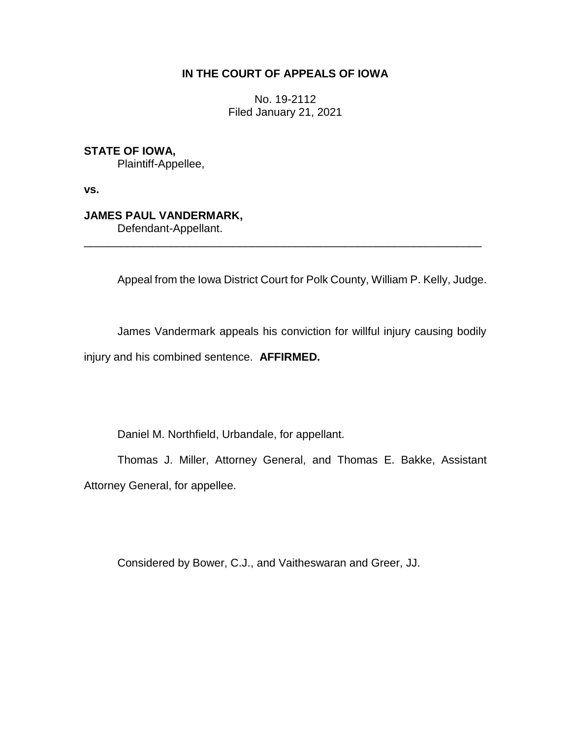**IN THE COURT OF APPEALS OF IOWA**

No. 19-2112
Filed January 21, 2021

**STATE OF IOWA,**
Plaintiff-Appellee,

**vs.**

**JAMES PAUL VANDERMARK,**
Defendant-Appellant.

---

Appeal from the Iowa District Court for Polk County, William P. Kelly, Judge.

James Vandermark appeals his conviction for willful injury causing bodily injury and his combined sentence. **AFFIRMED.**

Daniel M. Northfield, Urbandale, for appellant.

Thomas J. Miller, Attorney General, and Thomas E. Bakke, Assistant Attorney General, for appellee.

Considered by Bower, C.J., and Vaitheswaran and Greer, JJ.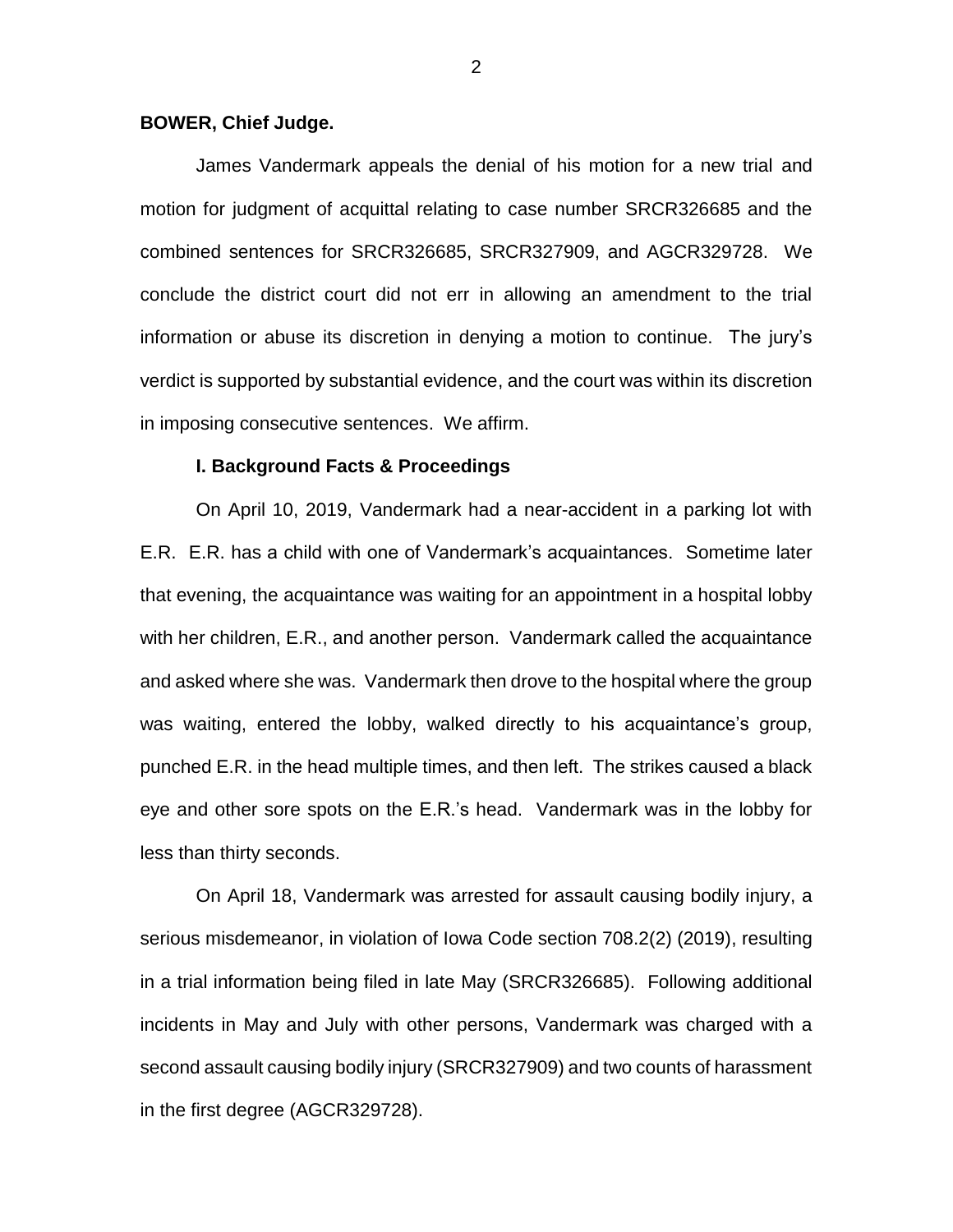**BOWER, Chief Judge.**

James Vandermark appeals the denial of his motion for a new trial and motion for judgment of acquittal relating to case number SRCR326685 and the combined sentences for SRCR326685, SRCR327909, and AGCR329728. We conclude the district court did not err in allowing an amendment to the trial information or abuse its discretion in denying a motion to continue. The jury's verdict is supported by substantial evidence, and the court was within its discretion in imposing consecutive sentences. We affirm.

## I. Background Facts & Proceedings

On April 10, 2019, Vandermark had a near-accident in a parking lot with E.R. E.R. has a child with one of Vandermark's acquaintances. Sometime later that evening, the acquaintance was waiting for an appointment in a hospital lobby with her children, E.R., and another person. Vandermark called the acquaintance and asked where she was. Vandermark then drove to the hospital where the group was waiting, entered the lobby, walked directly to his acquaintance's group, punched E.R. in the head multiple times, and then left. The strikes caused a black eye and other sore spots on the E.R.'s head. Vandermark was in the lobby for less than thirty seconds.

On April 18, Vandermark was arrested for assault causing bodily injury, a serious misdemeanor, in violation of Iowa Code section 708.2(2) (2019), resulting in a trial information being filed in late May (SRCR326685). Following additional incidents in May and July with other persons, Vandermark was charged with a second assault causing bodily injury (SRCR327909) and two counts of harassment in the first degree (AGCR329728).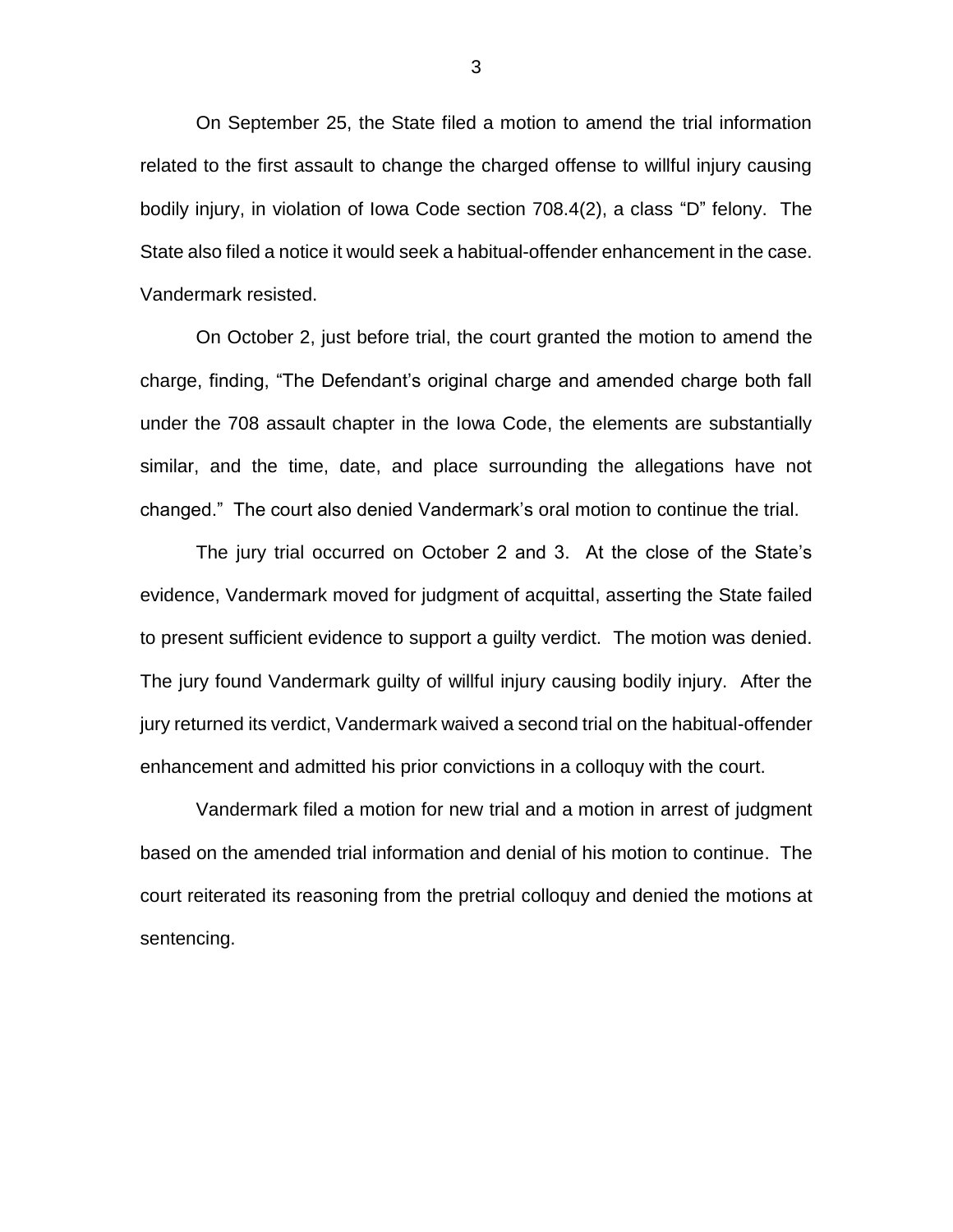On September 25, the State filed a motion to amend the trial information related to the first assault to change the charged offense to willful injury causing bodily injury, in violation of Iowa Code section 708.4(2), a class "D" felony. The State also filed a notice it would seek a habitual-offender enhancement in the case. Vandermark resisted.

On October 2, just before trial, the court granted the motion to amend the charge, finding, "The Defendant's original charge and amended charge both fall under the 708 assault chapter in the Iowa Code, the elements are substantially similar, and the time, date, and place surrounding the allegations have not changed." The court also denied Vandermark's oral motion to continue the trial.

The jury trial occurred on October 2 and 3. At the close of the State's evidence, Vandermark moved for judgment of acquittal, asserting the State failed to present sufficient evidence to support a guilty verdict. The motion was denied. The jury found Vandermark guilty of willful injury causing bodily injury. After the jury returned its verdict, Vandermark waived a second trial on the habitual-offender enhancement and admitted his prior convictions in a colloquy with the court.

Vandermark filed a motion for new trial and a motion in arrest of judgment based on the amended trial information and denial of his motion to continue. The court reiterated its reasoning from the pretrial colloquy and denied the motions at sentencing.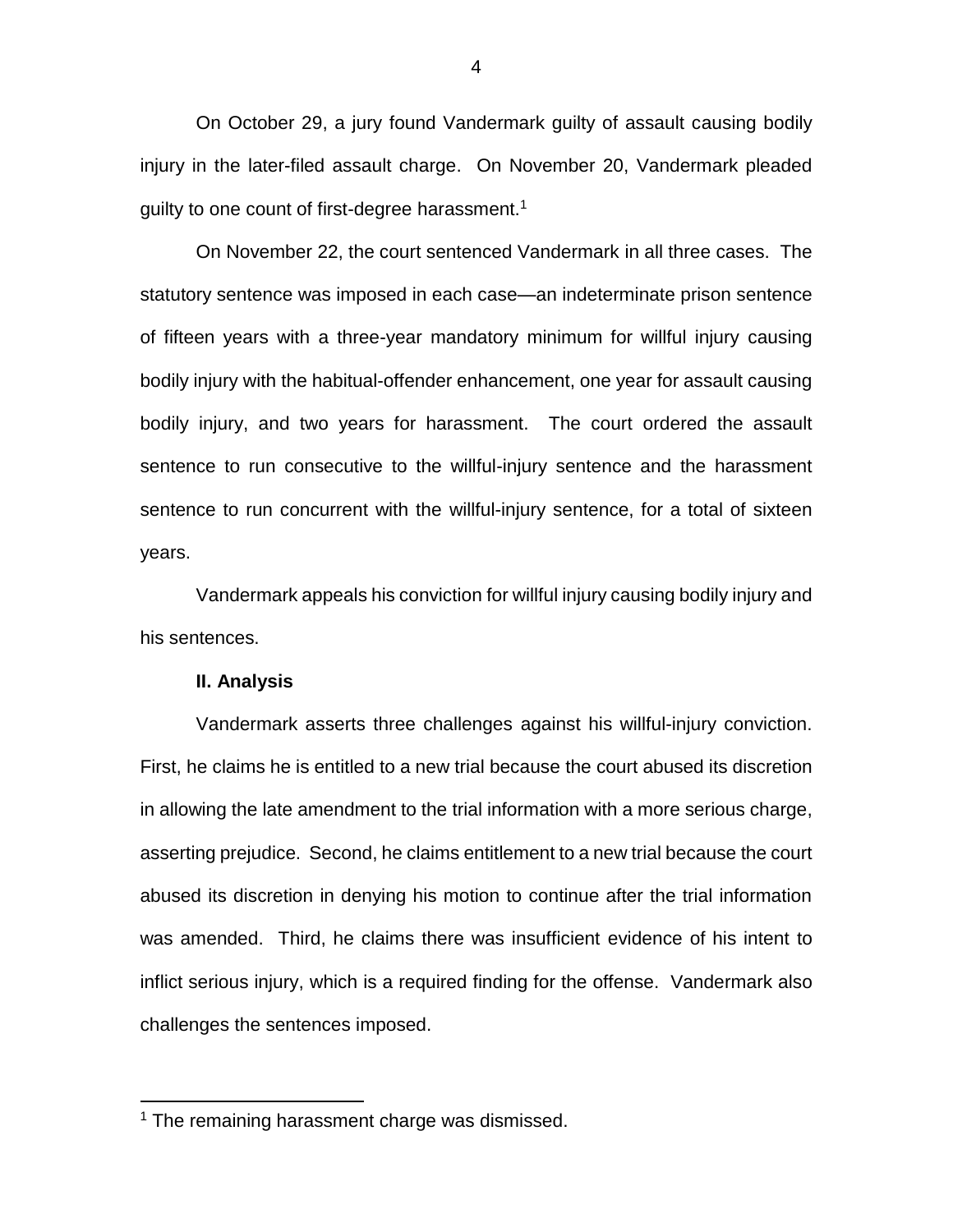On October 29, a jury found Vandermark guilty of assault causing bodily injury in the later-filed assault charge. On November 20, Vandermark pleaded guilty to one count of first-degree harassment.[1]

On November 22, the court sentenced Vandermark in all three cases. The statutory sentence was imposed in each case—an indeterminate prison sentence of fifteen years with a three-year mandatory minimum for willful injury causing bodily injury with the habitual-offender enhancement, one year for assault causing bodily injury, and two years for harassment. The court ordered the assault sentence to run consecutive to the willful-injury sentence and the harassment sentence to run concurrent with the willful-injury sentence, for a total of sixteen years.

Vandermark appeals his conviction for willful injury causing bodily injury and his sentences.

**II. Analysis**

Vandermark asserts three challenges against his willful-injury conviction. First, he claims he is entitled to a new trial because the court abused its discretion in allowing the late amendment to the trial information with a more serious charge, asserting prejudice. Second, he claims entitlement to a new trial because the court abused its discretion in denying his motion to continue after the trial information was amended. Third, he claims there was insufficient evidence of his intent to inflict serious injury, which is a required finding for the offense. Vandermark also challenges the sentences imposed.

[1] The remaining harassment charge was dismissed.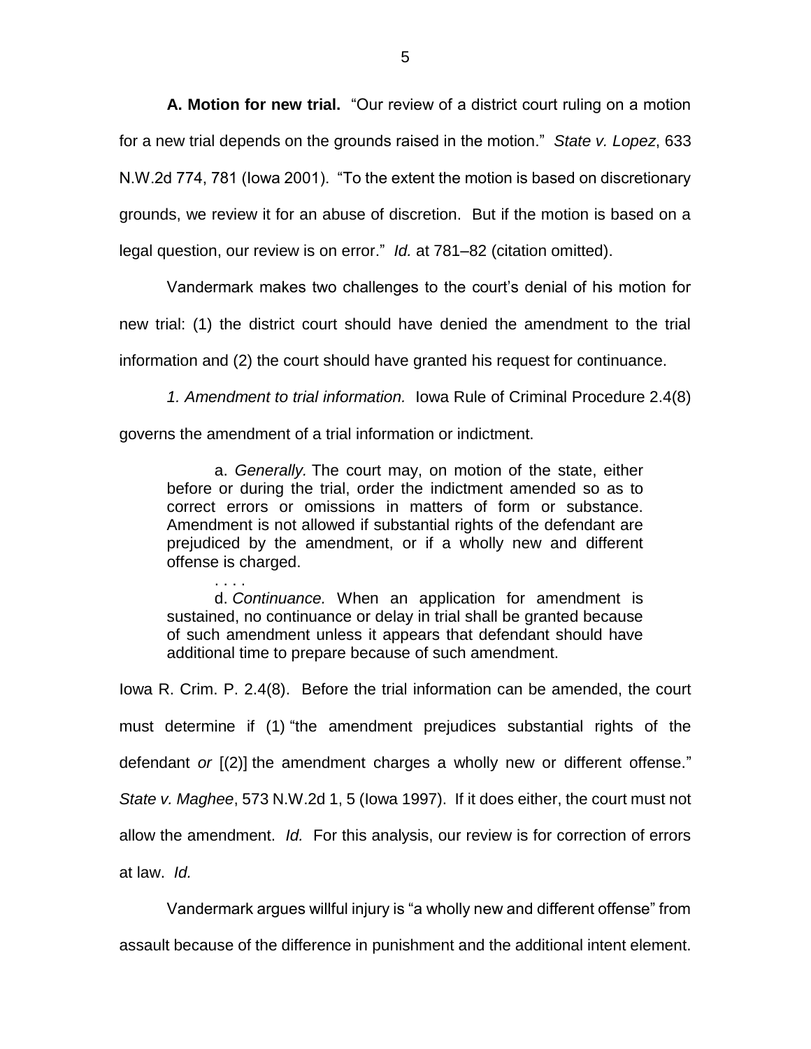**A. Motion for new trial.** "Our review of a district court ruling on a motion for a new trial depends on the grounds raised in the motion." *State v. Lopez*, 633 N.W.2d 774, 781 (Iowa 2001). "To the extent the motion is based on discretionary grounds, we review it for an abuse of discretion. But if the motion is based on a legal question, our review is on error." *Id.* at 781–82 (citation omitted).

Vandermark makes two challenges to the court's denial of his motion for new trial: (1) the district court should have denied the amendment to the trial information and (2) the court should have granted his request for continuance.

*1. Amendment to trial information.* Iowa Rule of Criminal Procedure 2.4(8) governs the amendment of a trial information or indictment.

> a. *Generally.* The court may, on motion of the state, either before or during the trial, order the indictment amended so as to correct errors or omissions in matters of form or substance. Amendment is not allowed if substantial rights of the defendant are prejudiced by the amendment, or if a wholly new and different offense is charged.
>
> . . . .
>
> d. *Continuance.* When an application for amendment is sustained, no continuance or delay in trial shall be granted because of such amendment unless it appears that defendant should have additional time to prepare because of such amendment.

Iowa R. Crim. P. 2.4(8). Before the trial information can be amended, the court must determine if (1) "the amendment prejudices substantial rights of the defendant *or* [(2)] the amendment charges a wholly new or different offense." *State v. Maghee*, 573 N.W.2d 1, 5 (Iowa 1997). If it does either, the court must not allow the amendment. *Id.* For this analysis, our review is for correction of errors at law. *Id.*

Vandermark argues willful injury is "a wholly new and different offense" from assault because of the difference in punishment and the additional intent element.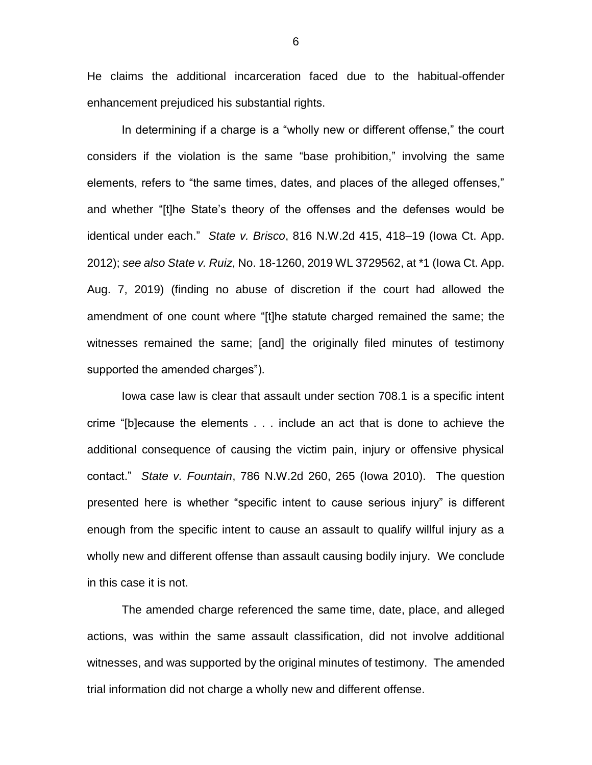He claims the additional incarceration faced due to the habitual-offender enhancement prejudiced his substantial rights.

In determining if a charge is a "wholly new or different offense," the court considers if the violation is the same "base prohibition," involving the same elements, refers to "the same times, dates, and places of the alleged offenses," and whether "[t]he State's theory of the offenses and the defenses would be identical under each." *State v. Brisco*, 816 N.W.2d 415, 418–19 (Iowa Ct. App. 2012); *see also State v. Ruiz*, No. 18-1260, 2019 WL 3729562, at *1 (Iowa Ct. App. Aug. 7, 2019) (finding no abuse of discretion if the court had allowed the amendment of one count where "[t]he statute charged remained the same; the witnesses remained the same; [and] the originally filed minutes of testimony supported the amended charges").

Iowa case law is clear that assault under section 708.1 is a specific intent crime "[b]ecause the elements . . . include an act that is done to achieve the additional consequence of causing the victim pain, injury or offensive physical contact." *State v. Fountain*, 786 N.W.2d 260, 265 (Iowa 2010). The question presented here is whether "specific intent to cause serious injury" is different enough from the specific intent to cause an assault to qualify willful injury as a wholly new and different offense than assault causing bodily injury. We conclude in this case it is not.

The amended charge referenced the same time, date, place, and alleged actions, was within the same assault classification, did not involve additional witnesses, and was supported by the original minutes of testimony. The amended trial information did not charge a wholly new and different offense.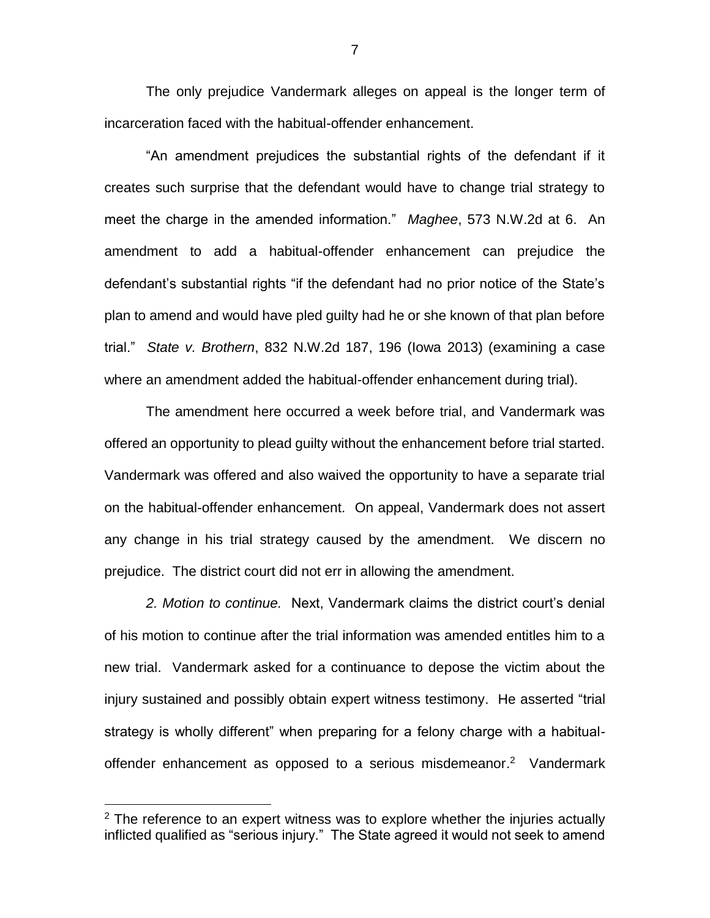The only prejudice Vandermark alleges on appeal is the longer term of incarceration faced with the habitual-offender enhancement.

"An amendment prejudices the substantial rights of the defendant if it creates such surprise that the defendant would have to change trial strategy to meet the charge in the amended information." *Maghee*, 573 N.W.2d at 6. An amendment to add a habitual-offender enhancement can prejudice the defendant's substantial rights "if the defendant had no prior notice of the State's plan to amend and would have pled guilty had he or she known of that plan before trial." *State v. Brothern*, 832 N.W.2d 187, 196 (Iowa 2013) (examining a case where an amendment added the habitual-offender enhancement during trial).

The amendment here occurred a week before trial, and Vandermark was offered an opportunity to plead guilty without the enhancement before trial started. Vandermark was offered and also waived the opportunity to have a separate trial on the habitual-offender enhancement. On appeal, Vandermark does not assert any change in his trial strategy caused by the amendment. We discern no prejudice. The district court did not err in allowing the amendment.

*2. Motion to continue.* Next, Vandermark claims the district court's denial of his motion to continue after the trial information was amended entitles him to a new trial. Vandermark asked for a continuance to depose the victim about the injury sustained and possibly obtain expert witness testimony. He asserted "trial strategy is wholly different" when preparing for a felony charge with a habitual-offender enhancement as opposed to a serious misdemeanor.[2] Vandermark

[2] The reference to an expert witness was to explore whether the injuries actually inflicted qualified as "serious injury." The State agreed it would not seek to amend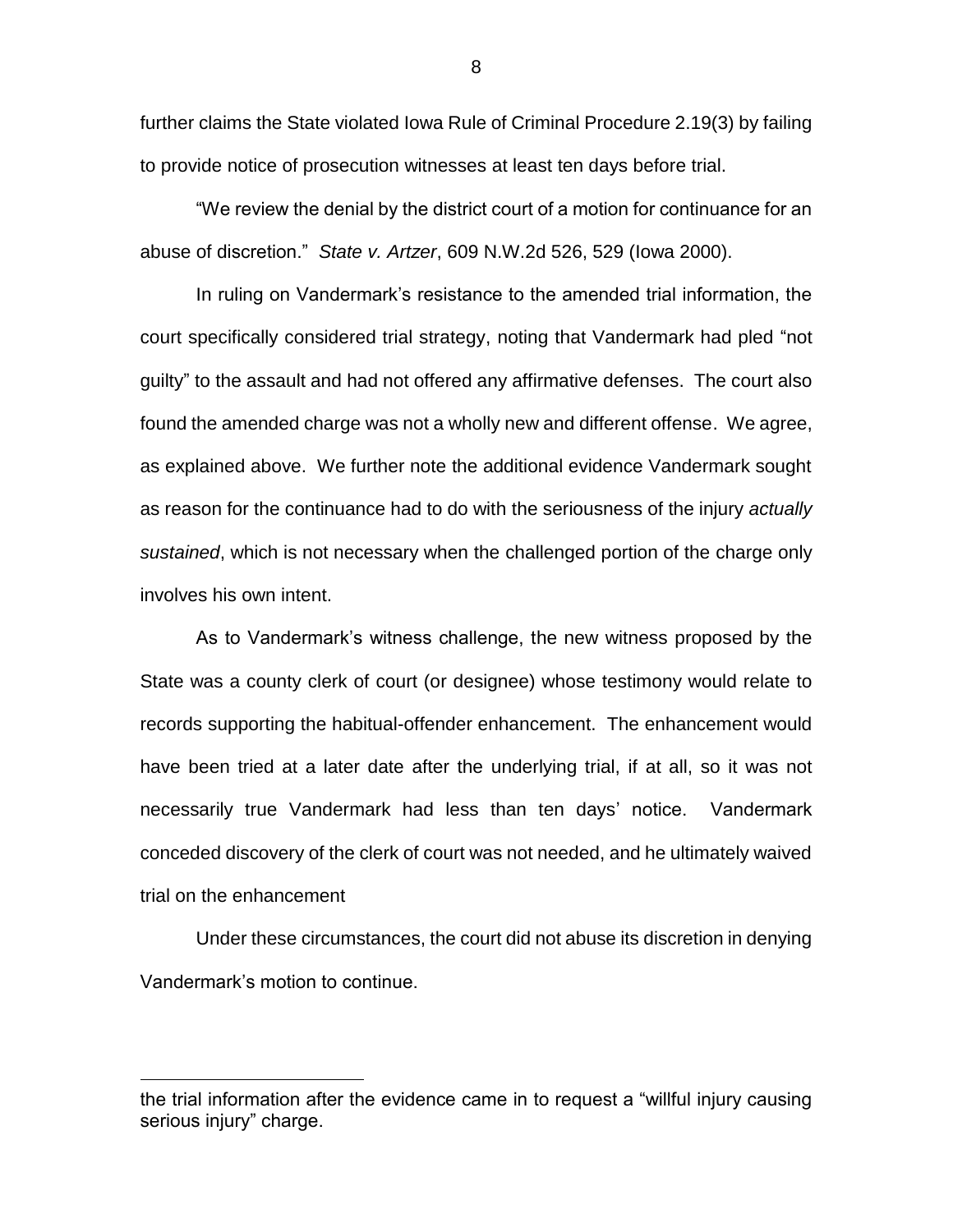further claims the State violated Iowa Rule of Criminal Procedure 2.19(3) by failing to provide notice of prosecution witnesses at least ten days before trial.

"We review the denial by the district court of a motion for continuance for an abuse of discretion." *State v. Artzer*, 609 N.W.2d 526, 529 (Iowa 2000).

In ruling on Vandermark's resistance to the amended trial information, the court specifically considered trial strategy, noting that Vandermark had pled "not guilty" to the assault and had not offered any affirmative defenses. The court also found the amended charge was not a wholly new and different offense. We agree, as explained above. We further note the additional evidence Vandermark sought as reason for the continuance had to do with the seriousness of the injury *actually sustained*, which is not necessary when the challenged portion of the charge only involves his own intent.

As to Vandermark's witness challenge, the new witness proposed by the State was a county clerk of court (or designee) whose testimony would relate to records supporting the habitual-offender enhancement. The enhancement would have been tried at a later date after the underlying trial, if at all, so it was not necessarily true Vandermark had less than ten days' notice. Vandermark conceded discovery of the clerk of court was not needed, and he ultimately waived trial on the enhancement

Under these circumstances, the court did not abuse its discretion in denying Vandermark's motion to continue.

---

the trial information after the evidence came in to request a "willful injury causing serious injury" charge.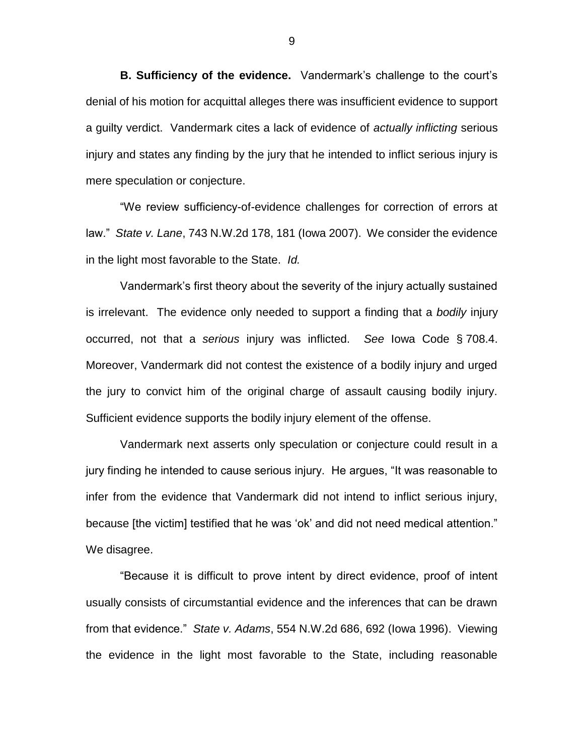**B. Sufficiency of the evidence.** Vandermark's challenge to the court's denial of his motion for acquittal alleges there was insufficient evidence to support a guilty verdict. Vandermark cites a lack of evidence of *actually inflicting* serious injury and states any finding by the jury that he intended to inflict serious injury is mere speculation or conjecture.

"We review sufficiency-of-evidence challenges for correction of errors at law." *State v. Lane*, 743 N.W.2d 178, 181 (Iowa 2007). We consider the evidence in the light most favorable to the State. *Id.*

Vandermark's first theory about the severity of the injury actually sustained is irrelevant. The evidence only needed to support a finding that a *bodily* injury occurred, not that a *serious* injury was inflicted. *See* Iowa Code § 708.4. Moreover, Vandermark did not contest the existence of a bodily injury and urged the jury to convict him of the original charge of assault causing bodily injury. Sufficient evidence supports the bodily injury element of the offense.

Vandermark next asserts only speculation or conjecture could result in a jury finding he intended to cause serious injury. He argues, "It was reasonable to infer from the evidence that Vandermark did not intend to inflict serious injury, because [the victim] testified that he was 'ok' and did not need medical attention." We disagree.

"Because it is difficult to prove intent by direct evidence, proof of intent usually consists of circumstantial evidence and the inferences that can be drawn from that evidence." *State v. Adams*, 554 N.W.2d 686, 692 (Iowa 1996). Viewing the evidence in the light most favorable to the State, including reasonable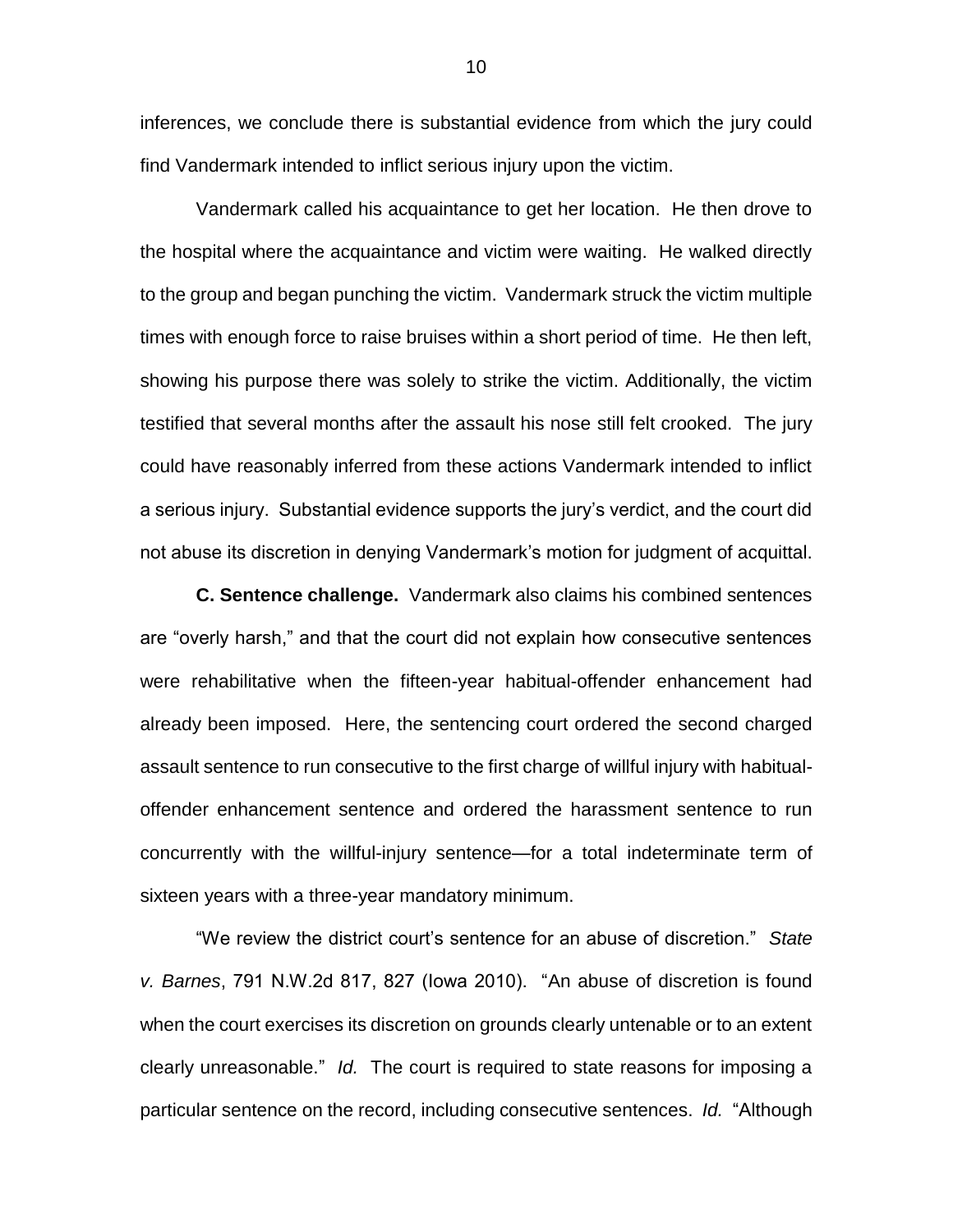inferences, we conclude there is substantial evidence from which the jury could find Vandermark intended to inflict serious injury upon the victim.

Vandermark called his acquaintance to get her location. He then drove to the hospital where the acquaintance and victim were waiting. He walked directly to the group and began punching the victim. Vandermark struck the victim multiple times with enough force to raise bruises within a short period of time. He then left, showing his purpose there was solely to strike the victim. Additionally, the victim testified that several months after the assault his nose still felt crooked. The jury could have reasonably inferred from these actions Vandermark intended to inflict a serious injury. Substantial evidence supports the jury's verdict, and the court did not abuse its discretion in denying Vandermark's motion for judgment of acquittal.

**C. Sentence challenge.** Vandermark also claims his combined sentences are "overly harsh," and that the court did not explain how consecutive sentences were rehabilitative when the fifteen-year habitual-offender enhancement had already been imposed. Here, the sentencing court ordered the second charged assault sentence to run consecutive to the first charge of willful injury with habitual-offender enhancement sentence and ordered the harassment sentence to run concurrently with the willful-injury sentence—for a total indeterminate term of sixteen years with a three-year mandatory minimum.

"We review the district court's sentence for an abuse of discretion." *State v. Barnes*, 791 N.W.2d 817, 827 (Iowa 2010). "An abuse of discretion is found when the court exercises its discretion on grounds clearly untenable or to an extent clearly unreasonable." *Id.* The court is required to state reasons for imposing a particular sentence on the record, including consecutive sentences. *Id.* "Although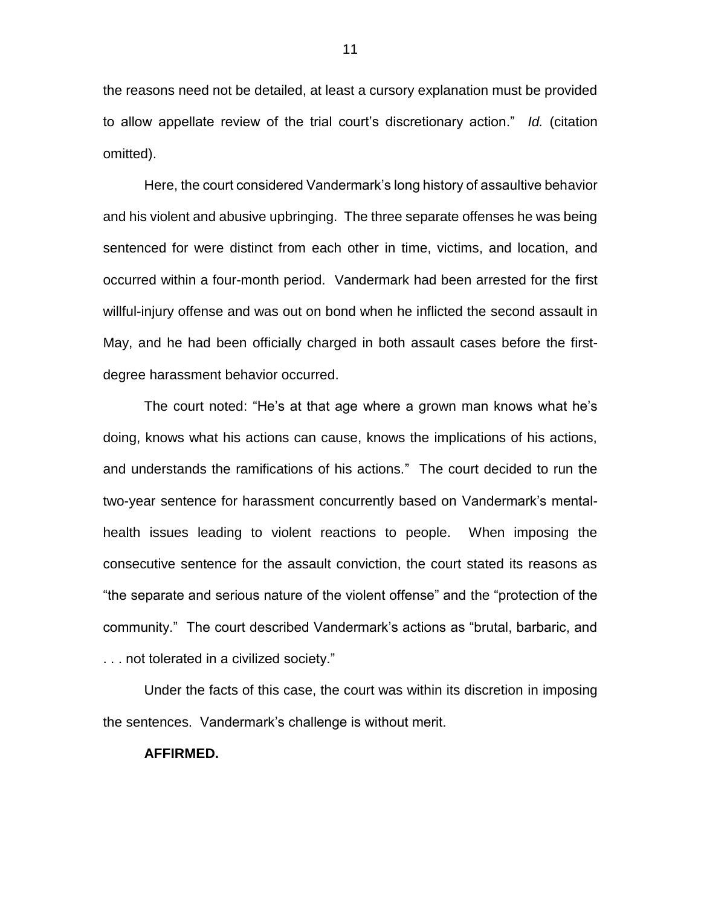the reasons need not be detailed, at least a cursory explanation must be provided to allow appellate review of the trial court's discretionary action." *Id.* (citation omitted).

Here, the court considered Vandermark's long history of assaultive behavior and his violent and abusive upbringing. The three separate offenses he was being sentenced for were distinct from each other in time, victims, and location, and occurred within a four-month period. Vandermark had been arrested for the first willful-injury offense and was out on bond when he inflicted the second assault in May, and he had been officially charged in both assault cases before the first-degree harassment behavior occurred.

The court noted: "He's at that age where a grown man knows what he's doing, knows what his actions can cause, knows the implications of his actions, and understands the ramifications of his actions." The court decided to run the two-year sentence for harassment concurrently based on Vandermark's mental-health issues leading to violent reactions to people. When imposing the consecutive sentence for the assault conviction, the court stated its reasons as "the separate and serious nature of the violent offense" and the "protection of the community." The court described Vandermark's actions as "brutal, barbaric, and . . . not tolerated in a civilized society."

Under the facts of this case, the court was within its discretion in imposing the sentences. Vandermark's challenge is without merit.

**AFFIRMED.**